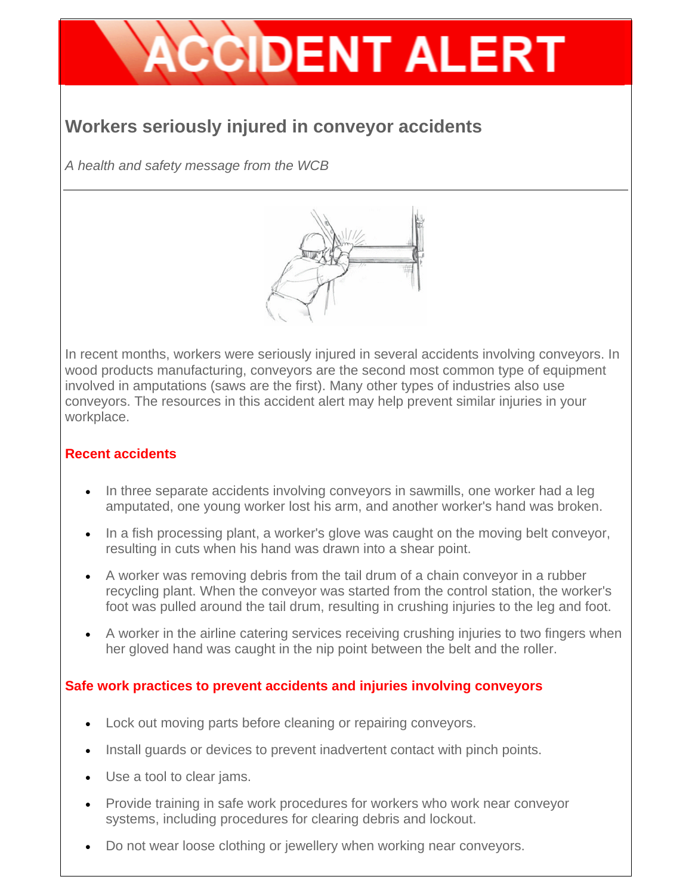# ACCIDENT ALERT

## Workers seriously injured in conveyor accidents

*A health and safety message from the WCB*

---

In recent months, workers were seriously injured in several accidents involving conveyors. In wood products manufacturing, conveyors are the second most common type of equipment involved in amputations (saws are the first). Many other types of industries also use conveyors. The resources in this accident alert may help prevent similar injuries in your workplace.

### Recent accidents

- In three separate accidents involving conveyors in sawmills, one worker had a leg amputated, one young worker lost his arm, and another worker's hand was broken.
- In a fish processing plant, a worker's glove was caught on the moving belt conveyor, resulting in cuts when his hand was drawn into a shear point.
- A worker was removing debris from the tail drum of a chain conveyor in a rubber recycling plant. When the conveyor was started from the control station, the worker's foot was pulled around the tail drum, resulting in crushing injuries to the leg and foot.
- A worker in the airline catering services receiving crushing injuries to two fingers when her gloved hand was caught in the nip point between the belt and the roller.

### Safe work practices to prevent accidents and injuries involving conveyors

- Lock out moving parts before cleaning or repairing conveyors.
- Install guards or devices to prevent inadvertent contact with pinch points.
- Use a tool to clear jams.
- Provide training in safe work procedures for workers who work near conveyor systems, including procedures for clearing debris and lockout.
- Do not wear loose clothing or jewellery when working near conveyors.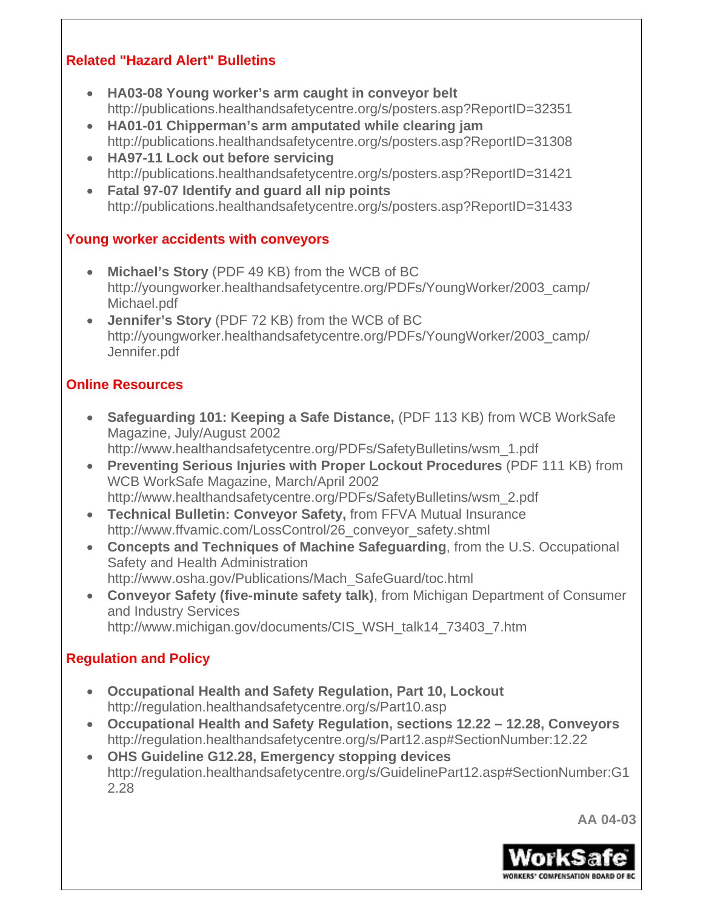## Related "Hazard Alert" Bulletins

- **HA03-08 Young worker's arm caught in conveyor belt**
  http://publications.healthandsafetycentre.org/s/posters.asp?ReportID=32351
- **HA01-01 Chipperman's arm amputated while clearing jam**
  http://publications.healthandsafetycentre.org/s/posters.asp?ReportID=31308
- **HA97-11 Lock out before servicing**
  http://publications.healthandsafetycentre.org/s/posters.asp?ReportID=31421
- **Fatal 97-07 Identify and guard all nip points**
  http://publications.healthandsafetycentre.org/s/posters.asp?ReportID=31433

## Young worker accidents with conveyors

- **Michael's Story** (PDF 49 KB) from the WCB of BC
  http://youngworker.healthandsafetycentre.org/PDFs/YoungWorker/2003_camp/Michael.pdf
- **Jennifer's Story** (PDF 72 KB) from the WCB of BC
  http://youngworker.healthandsafetycentre.org/PDFs/YoungWorker/2003_camp/Jennifer.pdf

## Online Resources

- **Safeguarding 101: Keeping a Safe Distance,** (PDF 113 KB) from WCB WorkSafe Magazine, July/August 2002
  http://www.healthandsafetycentre.org/PDFs/SafetyBulletins/wsm_1.pdf
- **Preventing Serious Injuries with Proper Lockout Procedures** (PDF 111 KB) from WCB WorkSafe Magazine, March/April 2002
  http://www.healthandsafetycentre.org/PDFs/SafetyBulletins/wsm_2.pdf
- **Technical Bulletin: Conveyor Safety,** from FFVA Mutual Insurance
  http://www.ffvamic.com/LossControl/26_conveyor_safety.shtml
- **Concepts and Techniques of Machine Safeguarding**, from the U.S. Occupational Safety and Health Administration
  http://www.osha.gov/Publications/Mach_SafeGuard/toc.html
- **Conveyor Safety (five-minute safety talk)**, from Michigan Department of Consumer and Industry Services
  http://www.michigan.gov/documents/CIS_WSH_talk14_73403_7.htm

## Regulation and Policy

- **Occupational Health and Safety Regulation, Part 10, Lockout**
  http://regulation.healthandsafetycentre.org/s/Part10.asp
- **Occupational Health and Safety Regulation, sections 12.22 – 12.28, Conveyors**
  http://regulation.healthandsafetycentre.org/s/Part12.asp#SectionNumber:12.22
- **OHS Guideline G12.28, Emergency stopping devices**
  http://regulation.healthandsafetycentre.org/s/GuidelinePart12.asp#SectionNumber:G12.28

**AA 04-03**

WorkSafe
WORKERS' COMPENSATION BOARD OF BC